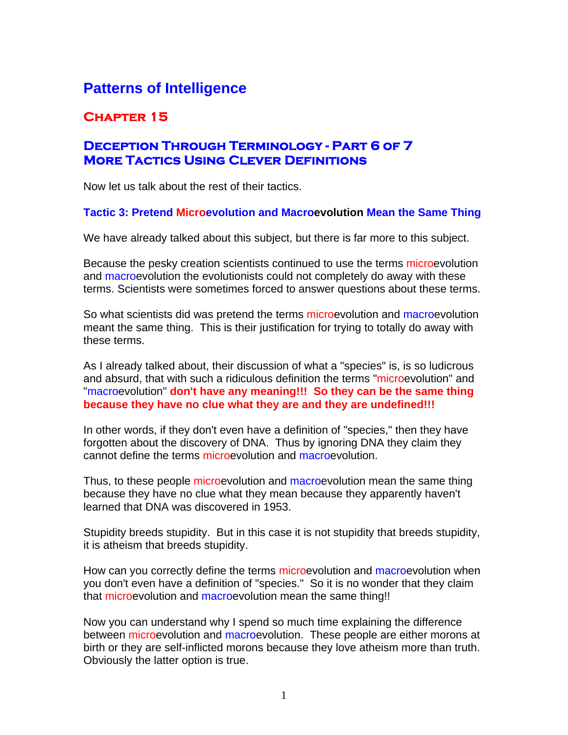# Patterns of Intelligence

## Chapter 15

## Deception Through Terminology - Part 6 of 7
## More Tactics Using Clever Definitions

Now let us talk about the rest of their tactics.

### Tactic 3: Pretend Microevolution and Macroevolution Mean the Same Thing

We have already talked about this subject, but there is far more to this subject.

Because the pesky creation scientists continued to use the terms microevolution and macroevolution the evolutionists could not completely do away with these terms. Scientists were sometimes forced to answer questions about these terms.

So what scientists did was pretend the terms microevolution and macroevolution meant the same thing. This is their justification for trying to totally do away with these terms.

As I already talked about, their discussion of what a "species" is, is so ludicrous and absurd, that with such a ridiculous definition the terms "microevolution" and "macroevolution" **don't have any meaning!!! So they can be the same thing because they have no clue what they are and they are undefined!!!**

In other words, if they don't even have a definition of "species," then they have forgotten about the discovery of DNA. Thus by ignoring DNA they claim they cannot define the terms microevolution and macroevolution.

Thus, to these people microevolution and macroevolution mean the same thing because they have no clue what they mean because they apparently haven't learned that DNA was discovered in 1953.

Stupidity breeds stupidity. But in this case it is not stupidity that breeds stupidity, it is atheism that breeds stupidity.

How can you correctly define the terms microevolution and macroevolution when you don't even have a definition of "species." So it is no wonder that they claim that microevolution and macroevolution mean the same thing!!

Now you can understand why I spend so much time explaining the difference between microevolution and macroevolution. These people are either morons at birth or they are self-inflicted morons because they love atheism more than truth. Obviously the latter option is true.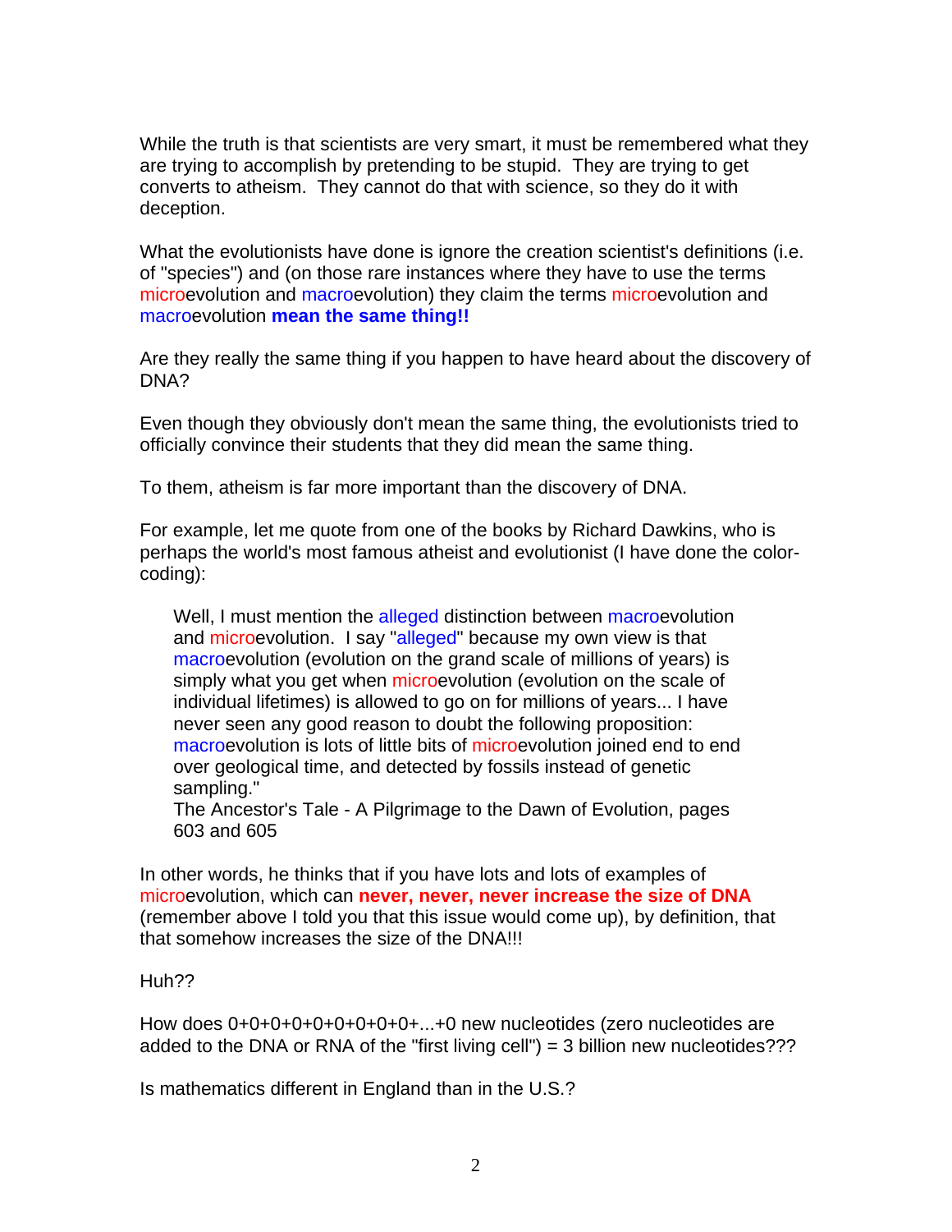While the truth is that scientists are very smart, it must be remembered what they are trying to accomplish by pretending to be stupid.  They are trying to get converts to atheism.  They cannot do that with science, so they do it with deception.

What the evolutionists have done is ignore the creation scientist's definitions (i.e. of "species") and (on those rare instances where they have to use the terms microevolution and macroevolution) they claim the terms microevolution and macroevolution **mean the same thing!!**

Are they really the same thing if you happen to have heard about the discovery of DNA?

Even though they obviously don't mean the same thing, the evolutionists tried to officially convince their students that they did mean the same thing.

To them, atheism is far more important than the discovery of DNA.

For example, let me quote from one of the books by Richard Dawkins, who is perhaps the world's most famous atheist and evolutionist (I have done the color-coding):

> Well, I must mention the alleged distinction between macroevolution and microevolution.  I say "alleged" because my own view is that macroevolution (evolution on the grand scale of millions of years) is simply what you get when microevolution (evolution on the scale of individual lifetimes) is allowed to go on for millions of years... I have never seen any good reason to doubt the following proposition: macroevolution is lots of little bits of microevolution joined end to end over geological time, and detected by fossils instead of genetic sampling."
> The Ancestor's Tale - A Pilgrimage to the Dawn of Evolution, pages 603 and 605

In other words, he thinks that if you have lots and lots of examples of microevolution, which can **never, never, never increase the size of DNA** (remember above I told you that this issue would come up), by definition, that that somehow increases the size of the DNA!!!

Huh??

How does 0+0+0+0+0+0+0+0+0+...+0 new nucleotides (zero nucleotides are added to the DNA or RNA of the "first living cell") = 3 billion new nucleotides???

Is mathematics different in England than in the U.S.?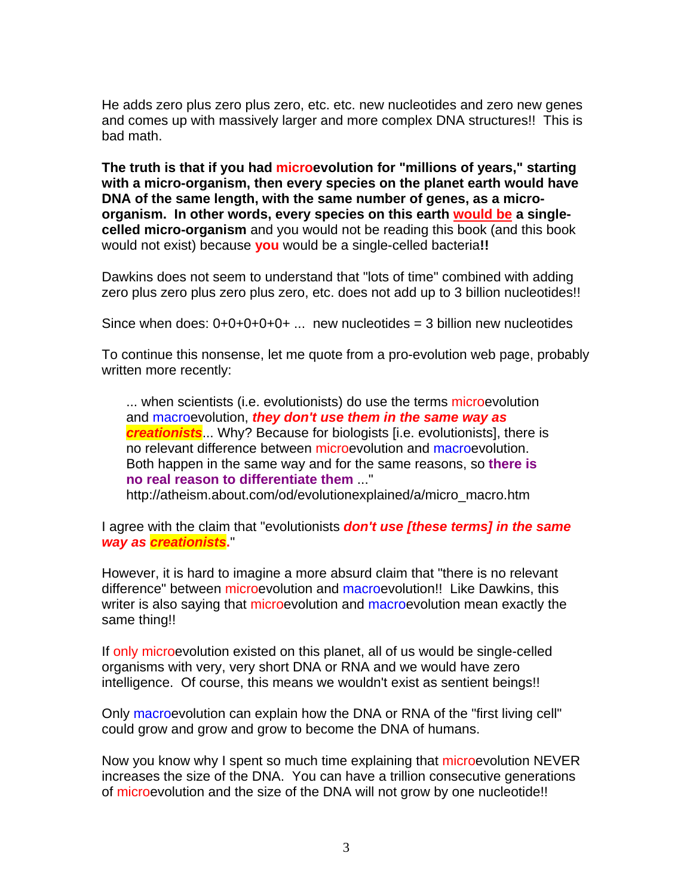He adds zero plus zero plus zero, etc. etc. new nucleotides and zero new genes and comes up with massively larger and more complex DNA structures!! This is bad math.

**The truth is that if you had microevolution for "millions of years," starting with a micro-organism, then every species on the planet earth would have DNA of the same length, with the same number of genes, as a micro-organism. In other words, every species on this earth would be a single-celled micro-organism** and you would not be reading this book (and this book would not exist) because **you** would be a single-celled bacteria**!!**

Dawkins does not seem to understand that "lots of time" combined with adding zero plus zero plus zero plus zero, etc. does not add up to 3 billion nucleotides!!

Since when does: 0+0+0+0+0+ ... new nucleotides = 3 billion new nucleotides

To continue this nonsense, let me quote from a pro-evolution web page, probably written more recently:

> ... when scientists (i.e. evolutionists) do use the terms microevolution and macroevolution, ***they don't use them in the same way as creationists***... Why? Because for biologists [i.e. evolutionists], there is no relevant difference between microevolution and macroevolution. Both happen in the same way and for the same reasons, so **there is no real reason to differentiate them** ..."
> http://atheism.about.com/od/evolutionexplained/a/micro_macro.htm

I agree with the claim that "evolutionists ***don't use [these terms] in the same way as creationists***."

However, it is hard to imagine a more absurd claim that "there is no relevant difference" between microevolution and macroevolution!! Like Dawkins, this writer is also saying that microevolution and macroevolution mean exactly the same thing!!

If only microevolution existed on this planet, all of us would be single-celled organisms with very, very short DNA or RNA and we would have zero intelligence. Of course, this means we wouldn't exist as sentient beings!!

Only macroevolution can explain how the DNA or RNA of the "first living cell" could grow and grow and grow to become the DNA of humans.

Now you know why I spent so much time explaining that microevolution NEVER increases the size of the DNA. You can have a trillion consecutive generations of microevolution and the size of the DNA will not grow by one nucleotide!!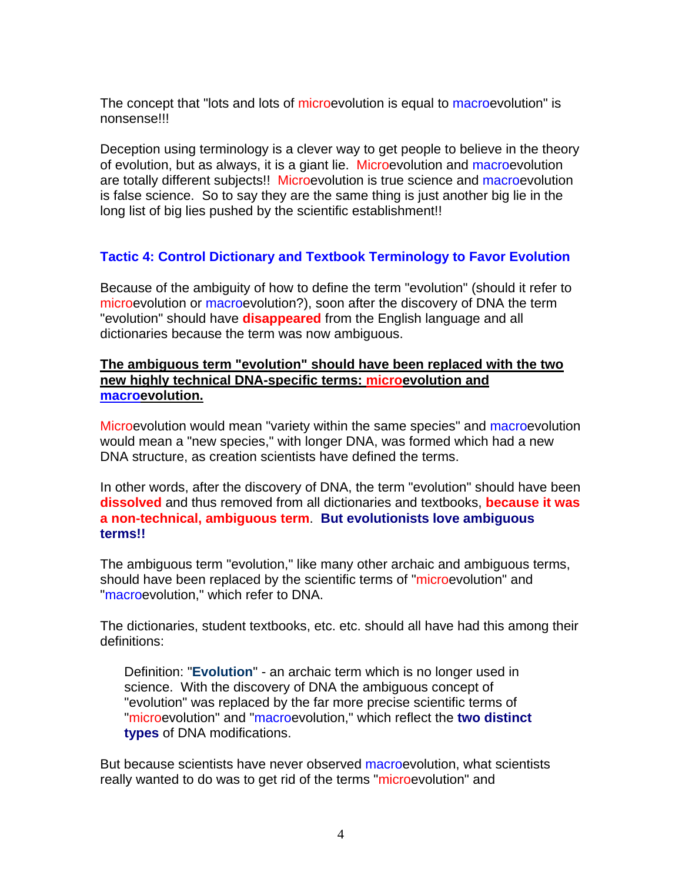The concept that "lots and lots of microevolution is equal to macroevolution" is nonsense!!!

Deception using terminology is a clever way to get people to believe in the theory of evolution, but as always, it is a giant lie. Microevolution and macroevolution are totally different subjects!! Microevolution is true science and macroevolution is false science. So to say they are the same thing is just another big lie in the long list of big lies pushed by the scientific establishment!!

### Tactic 4: Control Dictionary and Textbook Terminology to Favor Evolution

Because of the ambiguity of how to define the term "evolution" (should it refer to microevolution or macroevolution?), soon after the discovery of DNA the term "evolution" should have **disappeared** from the English language and all dictionaries because the term was now ambiguous.

**The ambiguous term "evolution" should have been replaced with the two new highly technical DNA-specific terms: microevolution and macroevolution.**

Microevolution would mean "variety within the same species" and macroevolution would mean a "new species," with longer DNA, was formed which had a new DNA structure, as creation scientists have defined the terms.

In other words, after the discovery of DNA, the term "evolution" should have been **dissolved** and thus removed from all dictionaries and textbooks, **because it was a non-technical, ambiguous term**. **But evolutionists love ambiguous terms!!**

The ambiguous term "evolution," like many other archaic and ambiguous terms, should have been replaced by the scientific terms of "microevolution" and "macroevolution," which refer to DNA.

The dictionaries, student textbooks, etc. etc. should all have had this among their definitions:

> Definition: "**Evolution**" - an archaic term which is no longer used in science. With the discovery of DNA the ambiguous concept of "evolution" was replaced by the far more precise scientific terms of "microevolution" and "macroevolution," which reflect the **two distinct types** of DNA modifications.

But because scientists have never observed macroevolution, what scientists really wanted to do was to get rid of the terms "microevolution" and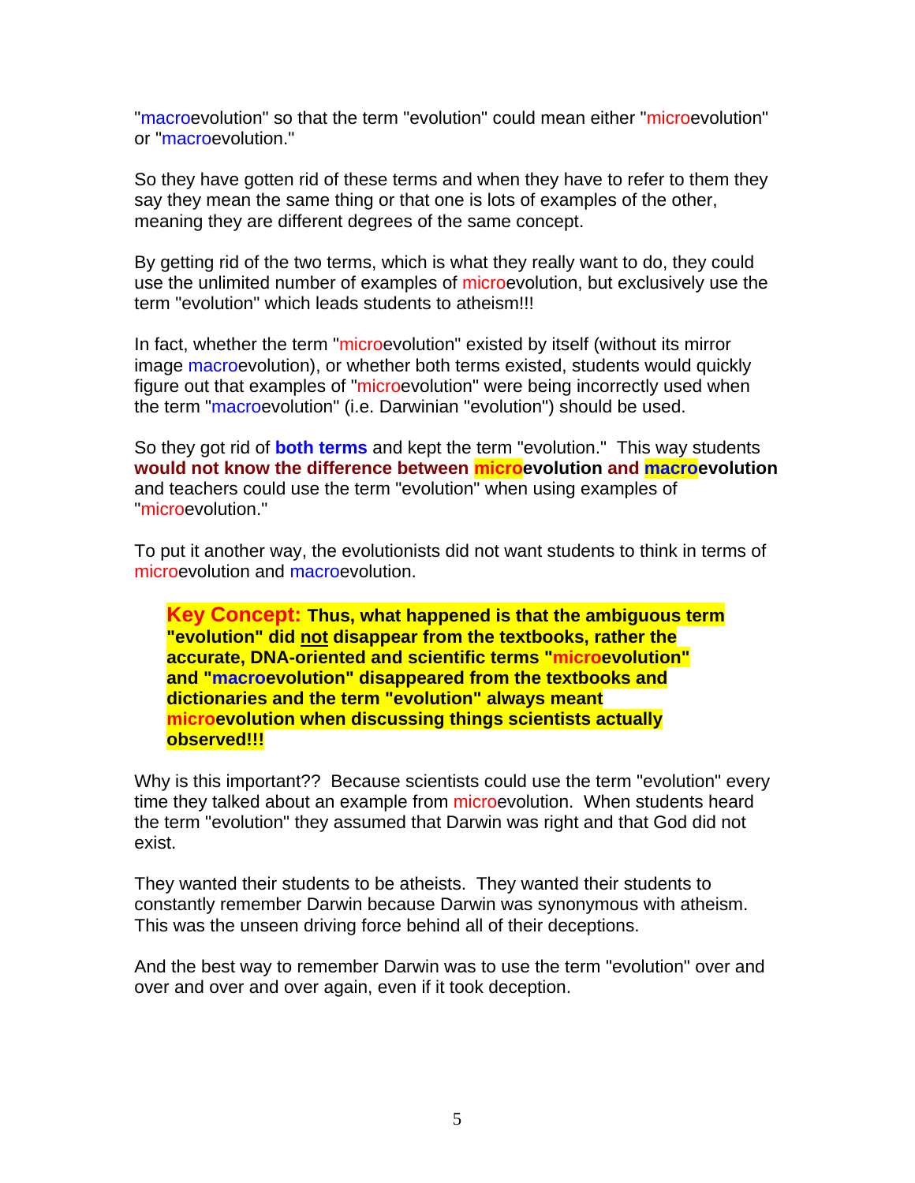"macroevolution" so that the term "evolution" could mean either "microevolution" or "macroevolution."

So they have gotten rid of these terms and when they have to refer to them they say they mean the same thing or that one is lots of examples of the other, meaning they are different degrees of the same concept.

By getting rid of the two terms, which is what they really want to do, they could use the unlimited number of examples of microevolution, but exclusively use the term "evolution" which leads students to atheism!!!

In fact, whether the term "microevolution" existed by itself (without its mirror image macroevolution), or whether both terms existed, students would quickly figure out that examples of "microevolution" were being incorrectly used when the term "macroevolution" (i.e. Darwinian "evolution") should be used.

So they got rid of **both terms** and kept the term "evolution." This way students **would not know the difference between microevolution and macroevolution** and teachers could use the term "evolution" when using examples of "microevolution."

To put it another way, the evolutionists did not want students to think in terms of microevolution and macroevolution.

> **Key Concept: Thus, what happened is that the ambiguous term "evolution" did not disappear from the textbooks, rather the accurate, DNA-oriented and scientific terms "microevolution" and "macroevolution" disappeared from the textbooks and dictionaries and the term "evolution" always meant microevolution when discussing things scientists actually observed!!!**

Why is this important?? Because scientists could use the term "evolution" every time they talked about an example from microevolution. When students heard the term "evolution" they assumed that Darwin was right and that God did not exist.

They wanted their students to be atheists. They wanted their students to constantly remember Darwin because Darwin was synonymous with atheism. This was the unseen driving force behind all of their deceptions.

And the best way to remember Darwin was to use the term "evolution" over and over and over and over again, even if it took deception.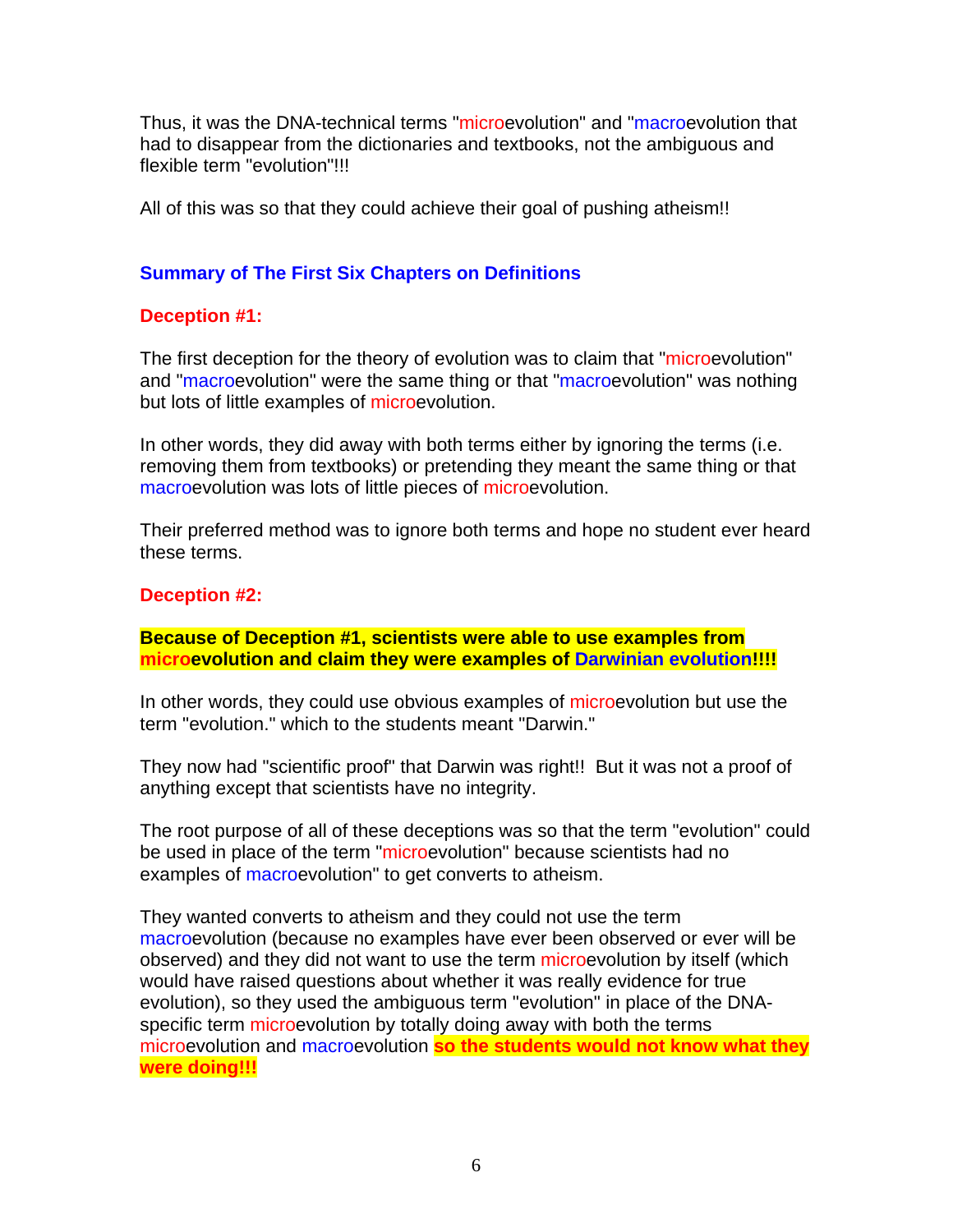Thus, it was the DNA-technical terms "microevolution" and "macroevolution that had to disappear from the dictionaries and textbooks, not the ambiguous and flexible term "evolution"!!!

All of this was so that they could achieve their goal of pushing atheism!!

### Summary of The First Six Chapters on Definitions

**Deception #1:**

The first deception for the theory of evolution was to claim that "microevolution" and "macroevolution" were the same thing or that "macroevolution" was nothing but lots of little examples of microevolution.

In other words, they did away with both terms either by ignoring the terms (i.e. removing them from textbooks) or pretending they meant the same thing or that macroevolution was lots of little pieces of microevolution.

Their preferred method was to ignore both terms and hope no student ever heard these terms.

**Deception #2:**

**Because of Deception #1, scientists were able to use examples from microevolution and claim they were examples of Darwinian evolution!!!!**

In other words, they could use obvious examples of microevolution but use the term "evolution." which to the students meant "Darwin."

They now had "scientific proof" that Darwin was right!! But it was not a proof of anything except that scientists have no integrity.

The root purpose of all of these deceptions was so that the term "evolution" could be used in place of the term "microevolution" because scientists had no examples of macroevolution" to get converts to atheism.

They wanted converts to atheism and they could not use the term macroevolution (because no examples have ever been observed or ever will be observed) and they did not want to use the term microevolution by itself (which would have raised questions about whether it was really evidence for true evolution), so they used the ambiguous term "evolution" in place of the DNA-specific term microevolution by totally doing away with both the terms microevolution and macroevolution **so the students would not know what they were doing!!!**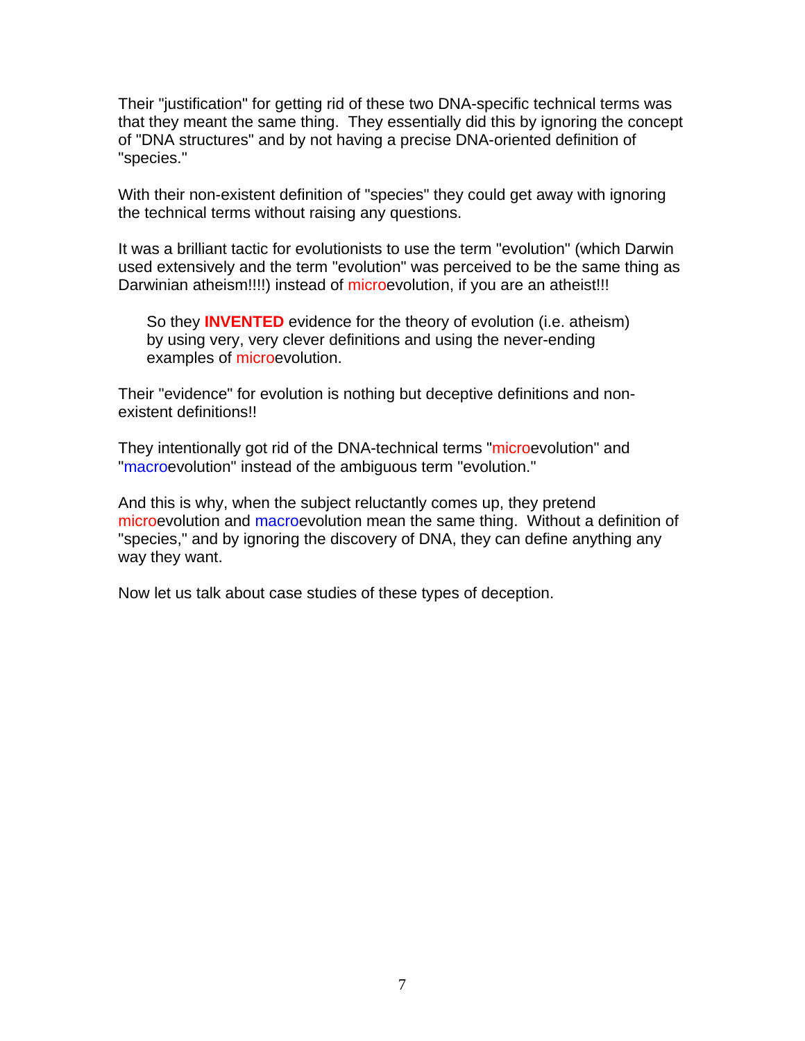Their "justification" for getting rid of these two DNA-specific technical terms was that they meant the same thing. They essentially did this by ignoring the concept of "DNA structures" and by not having a precise DNA-oriented definition of "species."

With their non-existent definition of "species" they could get away with ignoring the technical terms without raising any questions.

It was a brilliant tactic for evolutionists to use the term "evolution" (which Darwin used extensively and the term "evolution" was perceived to be the same thing as Darwinian atheism!!!!) instead of microevolution, if you are an atheist!!!

> So they **INVENTED** evidence for the theory of evolution (i.e. atheism) by using very, very clever definitions and using the never-ending examples of microevolution.

Their "evidence" for evolution is nothing but deceptive definitions and non-existent definitions!!

They intentionally got rid of the DNA-technical terms "microevolution" and "macroevolution" instead of the ambiguous term "evolution."

And this is why, when the subject reluctantly comes up, they pretend microevolution and macroevolution mean the same thing. Without a definition of "species," and by ignoring the discovery of DNA, they can define anything any way they want.

Now let us talk about case studies of these types of deception.